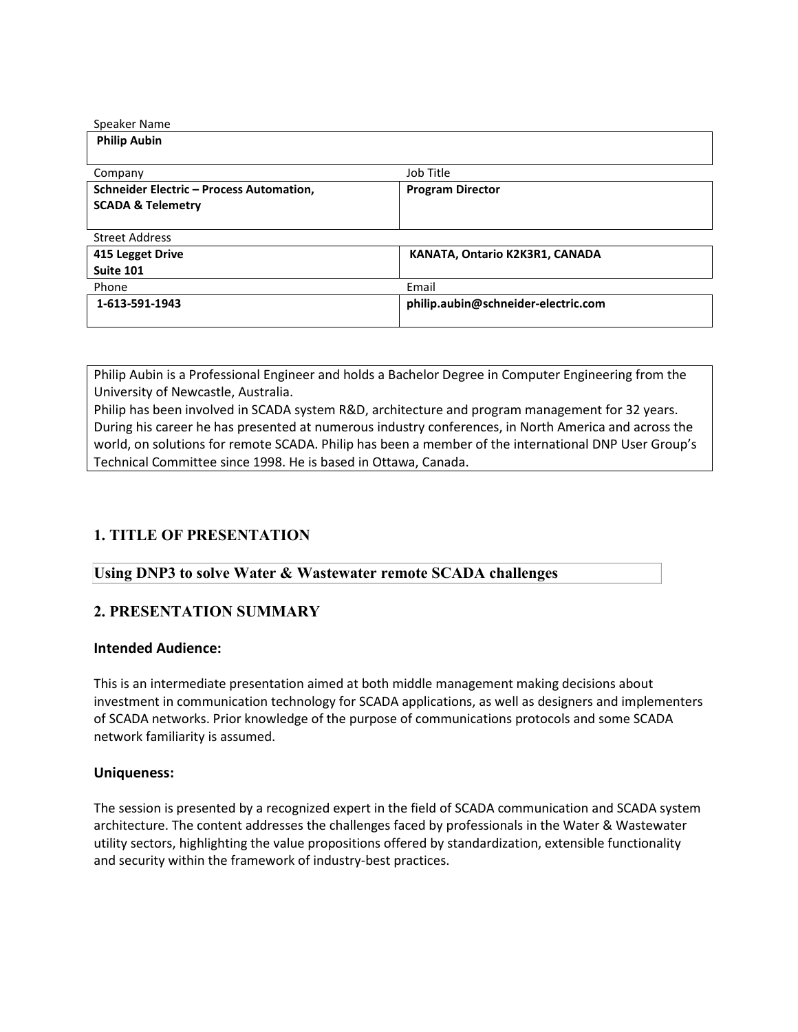| Speaker Name | |
|---|---|
| **Philip Aubin** | |
| Company | Job Title |
| **Schneider Electric – Process Automation, SCADA & Telemetry** | **Program Director** |
| Street Address | |
| **415 Legget Drive Suite 101** | **KANATA, Ontario K2K3R1, CANADA** |
| Phone | Email |
| **1-613-591-1943** | **philip.aubin@schneider-electric.com** |

Philip Aubin is a Professional Engineer and holds a Bachelor Degree in Computer Engineering from the University of Newcastle, Australia.
Philip has been involved in SCADA system R&D, architecture and program management for 32 years. During his career he has presented at numerous industry conferences, in North America and across the world, on solutions for remote SCADA. Philip has been a member of the international DNP User Group's Technical Committee since 1998. He is based in Ottawa, Canada.

## 1. TITLE OF PRESENTATION

**Using DNP3 to solve Water & Wastewater remote SCADA challenges**

## 2. PRESENTATION SUMMARY

### Intended Audience:

This is an intermediate presentation aimed at both middle management making decisions about investment in communication technology for SCADA applications, as well as designers and implementers of SCADA networks. Prior knowledge of the purpose of communications protocols and some SCADA network familiarity is assumed.

### Uniqueness:

The session is presented by a recognized expert in the field of SCADA communication and SCADA system architecture. The content addresses the challenges faced by professionals in the Water & Wastewater utility sectors, highlighting the value propositions offered by standardization, extensible functionality and security within the framework of industry-best practices.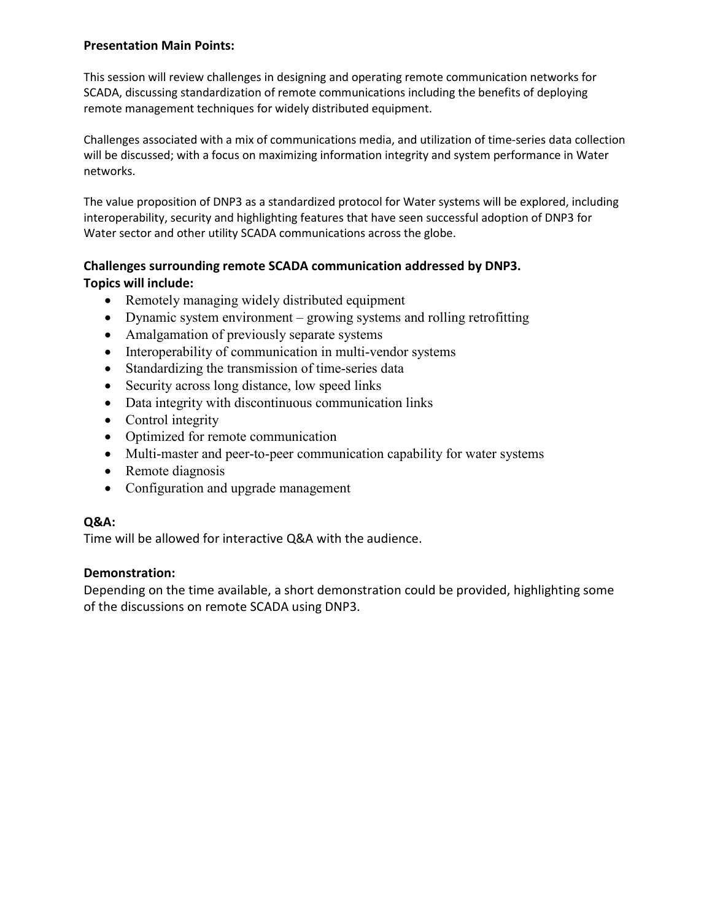**Presentation Main Points:**

This session will review challenges in designing and operating remote communication networks for SCADA, discussing standardization of remote communications including the benefits of deploying remote management techniques for widely distributed equipment.

Challenges associated with a mix of communications media, and utilization of time-series data collection will be discussed; with a focus on maximizing information integrity and system performance in Water networks.

The value proposition of DNP3 as a standardized protocol for Water systems will be explored, including interoperability, security and highlighting features that have seen successful adoption of DNP3 for Water sector and other utility SCADA communications across the globe.

**Challenges surrounding remote SCADA communication addressed by DNP3.**
**Topics will include:**

- Remotely managing widely distributed equipment
- Dynamic system environment – growing systems and rolling retrofitting
- Amalgamation of previously separate systems
- Interoperability of communication in multi-vendor systems
- Standardizing the transmission of time-series data
- Security across long distance, low speed links
- Data integrity with discontinuous communication links
- Control integrity
- Optimized for remote communication
- Multi-master and peer-to-peer communication capability for water systems
- Remote diagnosis
- Configuration and upgrade management

**Q&A:**

Time will be allowed for interactive Q&A with the audience.

**Demonstration:**

Depending on the time available, a short demonstration could be provided, highlighting some of the discussions on remote SCADA using DNP3.